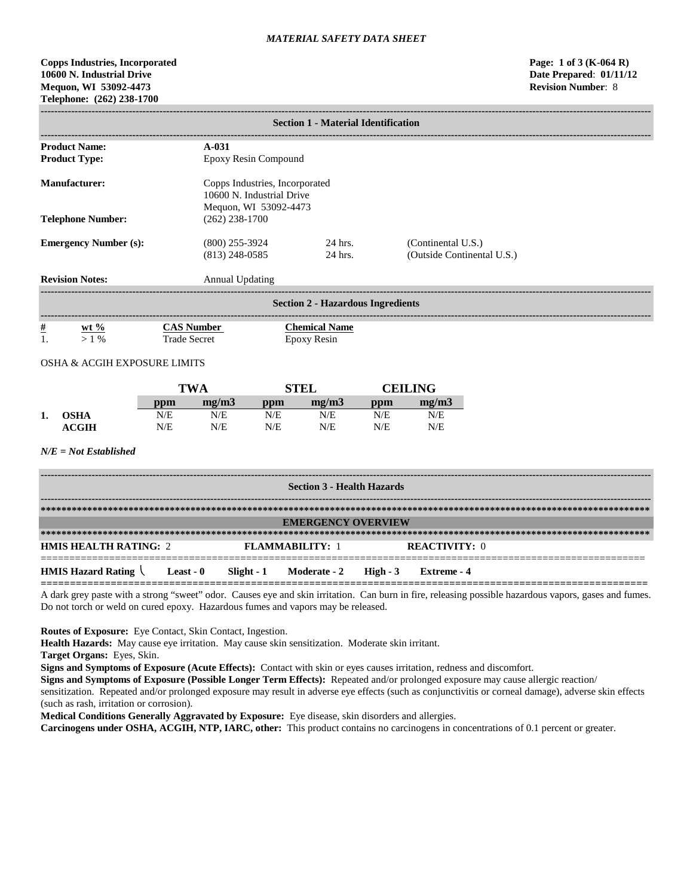*MATERIAL SAFETY DATA SHEET*

**Copps Industries, Incorporated**
**10600 N. Industrial Drive**
**Mequon, WI 53092-4473**
**Telephone: (262) 238-1700**

**Page: 1 of 3 (K-064 R)**
**Date Prepared: 01/11/12**
**Revision Number: 8**

## Section 1 - Material Identification

| | | | |
|---|---|---|---|
| **Product Name:** | **A-031** | | |
| **Product Type:** | Epoxy Resin Compound | | |
| **Manufacturer:** | Copps Industries, Incorporated<br>10600 N. Industrial Drive<br>Mequon, WI 53092-4473 | | |
| **Telephone Number:** | (262) 238-1700 | | |
| **Emergency Number (s):** | (800) 255-3924 | 24 hrs. | (Continental U.S.) |
| | (813) 248-0585 | 24 hrs. | (Outside Continental U.S.) |
| **Revision Notes:** | Annual Updating | | |

## Section 2 - Hazardous Ingredients

| # | wt % | CAS Number | Chemical Name |
|---|---|---|---|
| 1. | > 1 % | Trade Secret | Epoxy Resin |

OSHA & ACGIH EXPOSURE LIMITS

| | | TWA | | STEL | | CEILING | |
|---|---|---|---|---|---|---|---|
| | | ppm | mg/m3 | ppm | mg/m3 | ppm | mg/m3 |
| 1. | OSHA | N/E | N/E | N/E | N/E | N/E | N/E |
| | ACGIH | N/E | N/E | N/E | N/E | N/E | N/E |

***N/E = Not Established***

## Section 3 - Health Hazards

### EMERGENCY OVERVIEW

**HMIS HEALTH RATING:** 2 **FLAMMABILITY:** 1 **REACTIVITY:** 0

**HMIS Hazard Rating** **Least - 0** **Slight - 1** **Moderate - 2** **High - 3** **Extreme - 4**

A dark grey paste with a strong "sweet" odor. Causes eye and skin irritation. Can burn in fire, releasing possible hazardous vapors, gases and fumes. Do not torch or weld on cured epoxy. Hazardous fumes and vapors may be released.

**Routes of Exposure:** Eye Contact, Skin Contact, Ingestion.
**Health Hazards:** May cause eye irritation. May cause skin sensitization. Moderate skin irritant.
**Target Organs:** Eyes, Skin.
**Signs and Symptoms of Exposure (Acute Effects):** Contact with skin or eyes causes irritation, redness and discomfort.
**Signs and Symptoms of Exposure (Possible Longer Term Effects):** Repeated and/or prolonged exposure may cause allergic reaction/ sensitization. Repeated and/or prolonged exposure may result in adverse eye effects (such as conjunctivitis or corneal damage), adverse skin effects (such as rash, irritation or corrosion).
**Medical Conditions Generally Aggravated by Exposure:** Eye disease, skin disorders and allergies.
**Carcinogens under OSHA, ACGIH, NTP, IARC, other:** This product contains no carcinogens in concentrations of 0.1 percent or greater.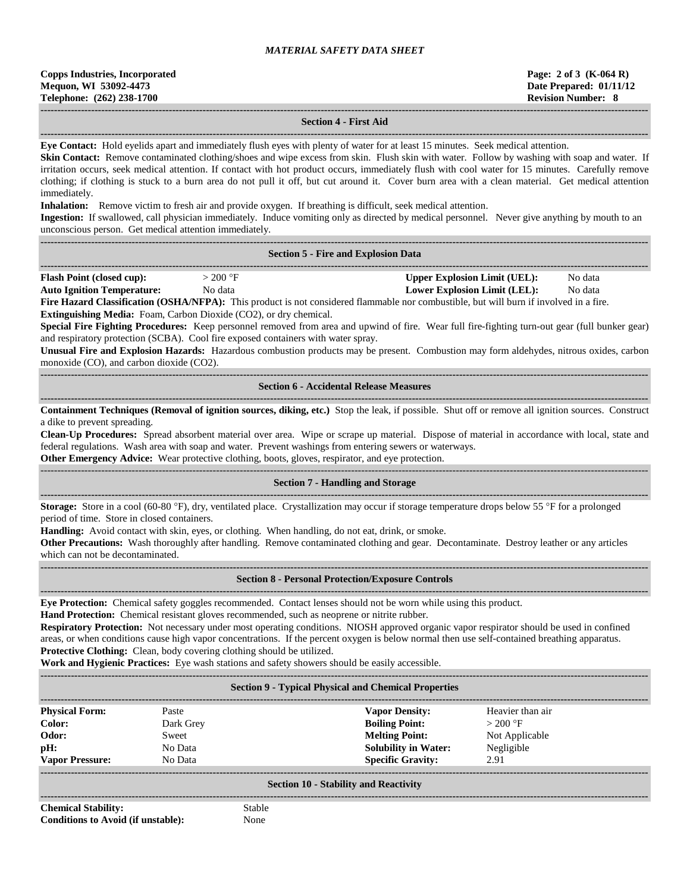## Section 4 - First Aid

**Eye Contact:** Hold eyelids apart and immediately flush eyes with plenty of water for at least 15 minutes. Seek medical attention.

**Skin Contact:** Remove contaminated clothing/shoes and wipe excess from skin. Flush skin with water. Follow by washing with soap and water. If irritation occurs, seek medical attention. If contact with hot product occurs, immediately flush with cool water for 15 minutes. Carefully remove clothing; if clothing is stuck to a burn area do not pull it off, but cut around it. Cover burn area with a clean material. Get medical attention immediately.

**Inhalation:** Remove victim to fresh air and provide oxygen. If breathing is difficult, seek medical attention.

**Ingestion:** If swallowed, call physician immediately. Induce vomiting only as directed by medical personnel. Never give anything by mouth to an unconscious person. Get medical attention immediately.

## Section 5 - Fire and Explosion Data

| | | | |
|---|---|---|---|
| **Flash Point (closed cup):** | > 200 °F | **Upper Explosion Limit (UEL):** | No data |
| **Auto Ignition Temperature:** | No data | **Lower Explosion Limit (LEL):** | No data |

**Fire Hazard Classification (OSHA/NFPA):** This product is not considered flammable nor combustible, but will burn if involved in a fire.

**Extinguishing Media:** Foam, Carbon Dioxide ($CO_2$), or dry chemical.

**Special Fire Fighting Procedures:** Keep personnel removed from area and upwind of fire. Wear full fire-fighting turn-out gear (full bunker gear) and respiratory protection (SCBA). Cool fire exposed containers with water spray.

**Unusual Fire and Explosion Hazards:** Hazardous combustion products may be present. Combustion may form aldehydes, nitrous oxides, carbon monoxide (CO), and carbon dioxide ($CO_2$).

## Section 6 - Accidental Release Measures

**Containment Techniques (Removal of ignition sources, diking, etc.)** Stop the leak, if possible. Shut off or remove all ignition sources. Construct a dike to prevent spreading.

**Clean-Up Procedures:** Spread absorbent material over area. Wipe or scrape up material. Dispose of material in accordance with local, state and federal regulations. Wash area with soap and water. Prevent washings from entering sewers or waterways.

**Other Emergency Advice:** Wear protective clothing, boots, gloves, respirator, and eye protection.

## Section 7 - Handling and Storage

**Storage:** Store in a cool (60-80 °F), dry, ventilated place. Crystallization may occur if storage temperature drops below 55 °F for a prolonged period of time. Store in closed containers.

**Handling:** Avoid contact with skin, eyes, or clothing. When handling, do not eat, drink, or smoke.

**Other Precautions:** Wash thoroughly after handling. Remove contaminated clothing and gear. Decontaminate. Destroy leather or any articles which can not be decontaminated.

## Section 8 - Personal Protection/Exposure Controls

**Eye Protection:** Chemical safety goggles recommended. Contact lenses should not be worn while using this product.

**Hand Protection:** Chemical resistant gloves recommended, such as neoprene or nitrite rubber.

**Respiratory Protection:** Not necessary under most operating conditions. NIOSH approved organic vapor respirator should be used in confined areas, or when conditions cause high vapor concentrations. If the percent oxygen is below normal then use self-contained breathing apparatus.

**Protective Clothing:** Clean, body covering clothing should be utilized.

**Work and Hygienic Practices:** Eye wash stations and safety showers should be easily accessible.

## Section 9 - Typical Physical and Chemical Properties

| | | | |
|---|---|---|---|
| **Physical Form:** | Paste | **Vapor Density:** | Heavier than air |
| **Color:** | Dark Grey | **Boiling Point:** | > 200 °F |
| **Odor:** | Sweet | **Melting Point:** | Not Applicable |
| **pH:** | No Data | **Solubility in Water:** | Negligible |
| **Vapor Pressure:** | No Data | **Specific Gravity:** | 2.91 |

## Section 10 - Stability and Reactivity

| | |
|---|---|
| **Chemical Stability:** | Stable |
| **Conditions to Avoid (if unstable):** | None |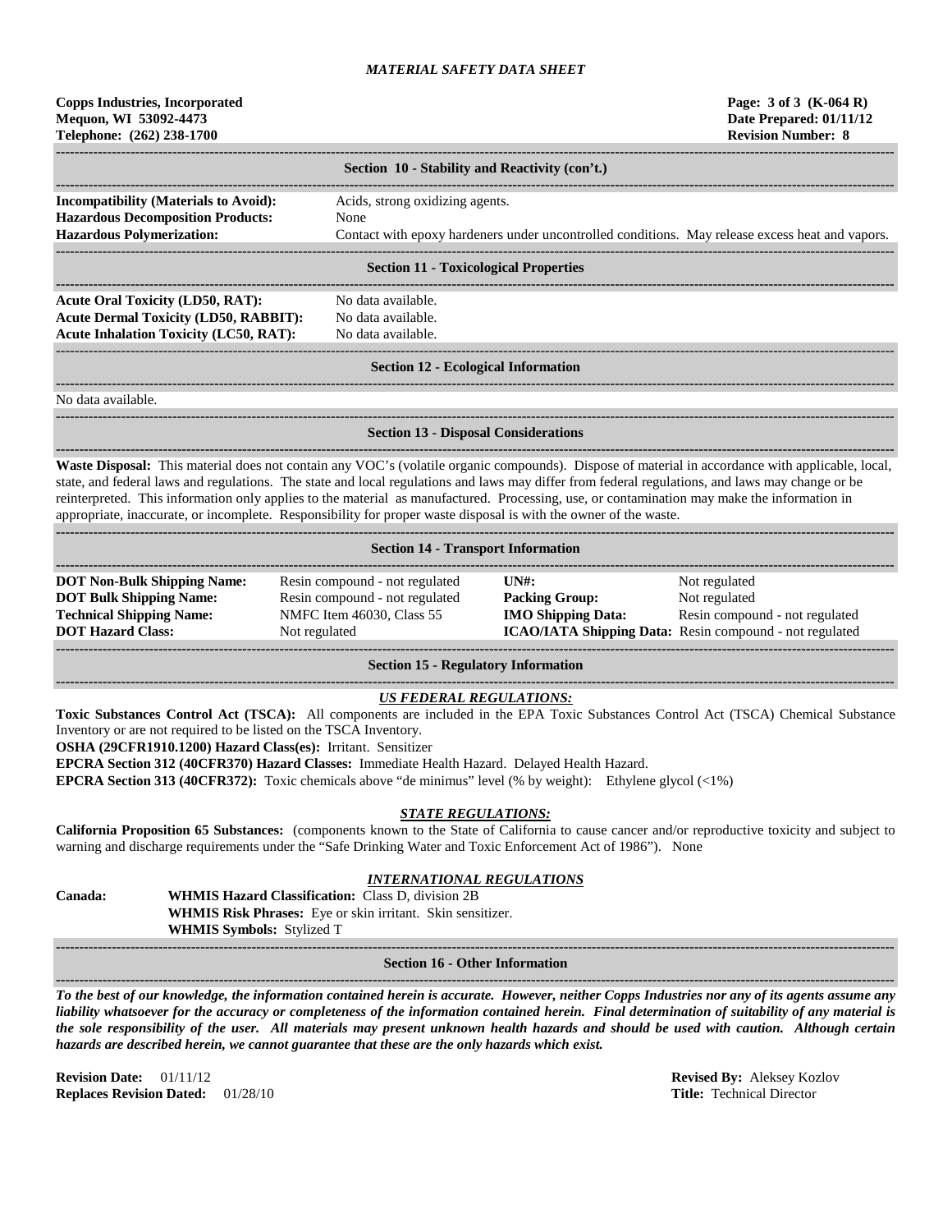# MATERIAL SAFETY DATA SHEET

**Copps Industries, Incorporated**
**Mequon, WI 53092-4473**
**Telephone: (262) 238-1700**

**Page: 3 of 3 (K-064 R)**
**Date Prepared: 01/11/12**
**Revision Number: 8**

## Section 10 - Stability and Reactivity (con't.)

**Incompatibility (Materials to Avoid):** Acids, strong oxidizing agents.
**Hazardous Decomposition Products:** None
**Hazardous Polymerization:** Contact with epoxy hardeners under uncontrolled conditions. May release excess heat and vapors.

## Section 11 - Toxicological Properties

**Acute Oral Toxicity (LD50, RAT):** No data available.
**Acute Dermal Toxicity (LD50, RABBIT):** No data available.
**Acute Inhalation Toxicity (LC50, RAT):** No data available.

## Section 12 - Ecological Information

No data available.

## Section 13 - Disposal Considerations

**Waste Disposal:** This material does not contain any VOC's (volatile organic compounds). Dispose of material in accordance with applicable, local, state, and federal laws and regulations. The state and local regulations and laws may differ from federal regulations, and laws may change or be reinterpreted. This information only applies to the material as manufactured. Processing, use, or contamination may make the information in appropriate, inaccurate, or incomplete. Responsibility for proper waste disposal is with the owner of the waste.

## Section 14 - Transport Information

| | | | |
|---|---|---|---|
| **DOT Non-Bulk Shipping Name:** | Resin compound - not regulated | **UN#:** | Not regulated |
| **DOT Bulk Shipping Name:** | Resin compound - not regulated | **Packing Group:** | Not regulated |
| **Technical Shipping Name:** | NMFC Item 46030, Class 55 | **IMO Shipping Data:** | Resin compound - not regulated |
| **DOT Hazard Class:** | Not regulated | **ICAO/IATA Shipping Data:** | Resin compound - not regulated |

## Section 15 - Regulatory Information

### *US FEDERAL REGULATIONS:*

**Toxic Substances Control Act (TSCA):** All components are included in the EPA Toxic Substances Control Act (TSCA) Chemical Substance Inventory or are not required to be listed on the TSCA Inventory.
**OSHA (29CFR1910.1200) Hazard Class(es):** Irritant. Sensitizer
**EPCRA Section 312 (40CFR370) Hazard Classes:** Immediate Health Hazard. Delayed Health Hazard.
**EPCRA Section 313 (40CFR372):** Toxic chemicals above "de minimus" level (% by weight): Ethylene glycol (<1%)

### *STATE REGULATIONS:*

**California Proposition 65 Substances:** (components known to the State of California to cause cancer and/or reproductive toxicity and subject to warning and discharge requirements under the "Safe Drinking Water and Toxic Enforcement Act of 1986"). None

### *INTERNATIONAL REGULATIONS*

**Canada:**
**WHMIS Hazard Classification:** Class D, division 2B
**WHMIS Risk Phrases:** Eye or skin irritant. Skin sensitizer.
**WHMIS Symbols:** Stylized T

## Section 16 - Other Information

***To the best of our knowledge, the information contained herein is accurate. However, neither Copps Industries nor any of its agents assume any liability whatsoever for the accuracy or completeness of the information contained herein. Final determination of suitability of any material is the sole responsibility of the user. All materials may present unknown health hazards and should be used with caution. Although certain hazards are described herein, we cannot guarantee that these are the only hazards which exist.***

**Revision Date:** 01/11/12
**Replaces Revision Dated:** 01/28/10

**Revised By:** Aleksey Kozlov
**Title:** Technical Director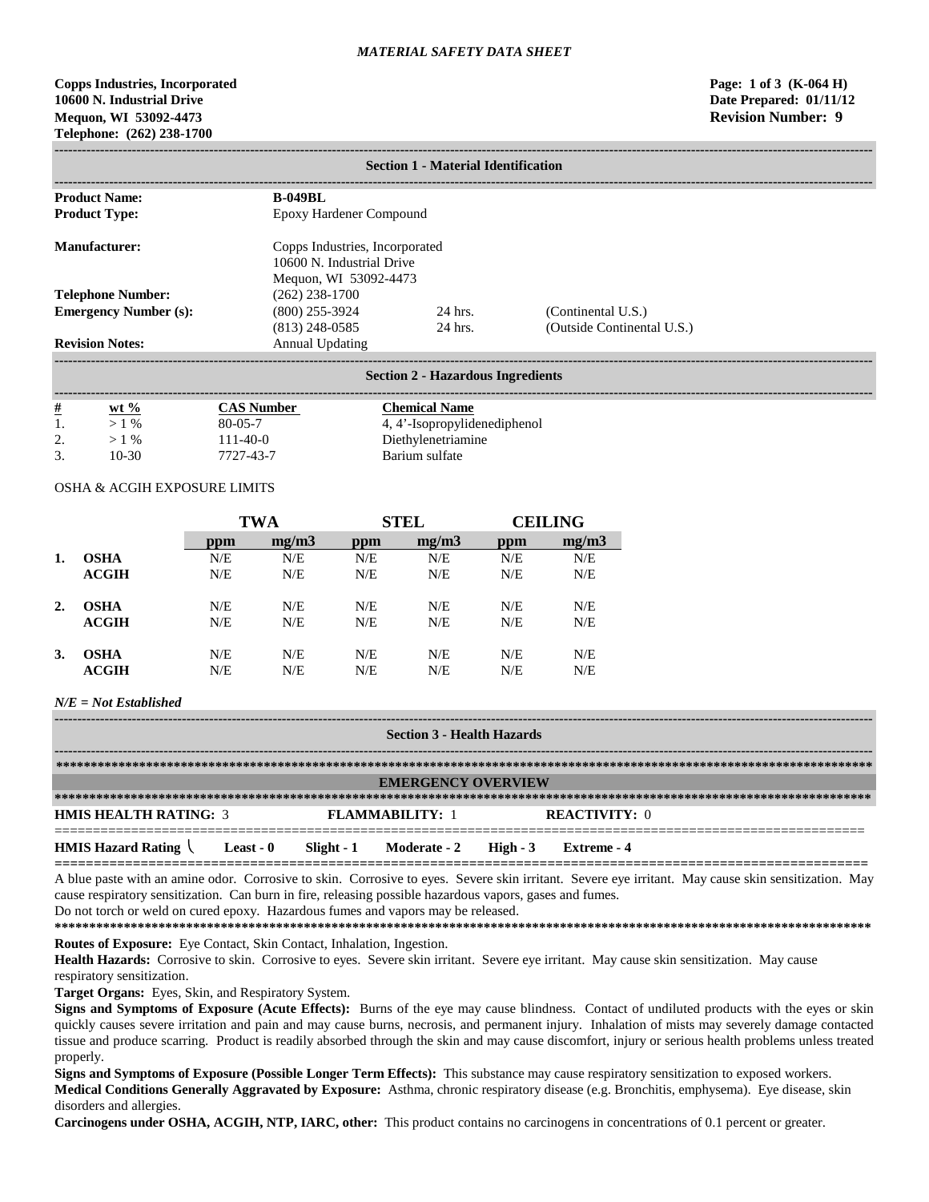*MATERIAL SAFETY DATA SHEET*

**Copps Industries, Incorporated**
**10600 N. Industrial Drive**
**Mequon, WI 53092-4473**
**Telephone: (262) 238-1700**

**Page: 1 of 3 (K-064 H)**
**Date Prepared: 01/11/12**
**Revision Number: 9**

## Section 1 - Material Identification

| | | | |
|---|---|---|---|
| **Product Name:** | **B-049BL** | | |
| **Product Type:** | Epoxy Hardener Compound | | |
| **Manufacturer:** | Copps Industries, Incorporated<br>10600 N. Industrial Drive<br>Mequon, WI 53092-4473 | | |
| **Telephone Number:** | (262) 238-1700 | | |
| **Emergency Number (s):** | (800) 255-3924 | 24 hrs. | (Continental U.S.) |
| | (813) 248-0585 | 24 hrs. | (Outside Continental U.S.) |
| **Revision Notes:** | Annual Updating | | |

## Section 2 - Hazardous Ingredients

| # | wt % | CAS Number | Chemical Name |
|---|---|---|---|
| 1. | > 1 % | 80-05-7 | 4, 4'-Isopropylidenediphenol |
| 2. | > 1 % | 111-40-0 | Diethylenetriamine |
| 3. | 10-30 | 7727-43-7 | Barium sulfate |

OSHA & ACGIH EXPOSURE LIMITS

| | | TWA | | STEL | | CEILING | |
|---|---|---|---|---|---|---|---|
| | | ppm | mg/m3 | ppm | mg/m3 | ppm | mg/m3 |
| **1.** | **OSHA** | N/E | N/E | N/E | N/E | N/E | N/E |
| | **ACGIH** | N/E | N/E | N/E | N/E | N/E | N/E |
| **2.** | **OSHA** | N/E | N/E | N/E | N/E | N/E | N/E |
| | **ACGIH** | N/E | N/E | N/E | N/E | N/E | N/E |
| **3.** | **OSHA** | N/E | N/E | N/E | N/E | N/E | N/E |
| | **ACGIH** | N/E | N/E | N/E | N/E | N/E | N/E |

***N/E = Not Established***

## Section 3 - Health Hazards

### EMERGENCY OVERVIEW

**HMIS HEALTH RATING:** 3 **FLAMMABILITY:** 1 **REACTIVITY:** 0

**HMIS Hazard Rating** **Least - 0** **Slight - 1** **Moderate - 2** **High - 3** **Extreme - 4**

A blue paste with an amine odor. Corrosive to skin. Corrosive to eyes. Severe skin irritant. Severe eye irritant. May cause skin sensitization. May cause respiratory sensitization. Can burn in fire, releasing possible hazardous vapors, gases and fumes.
Do not torch or weld on cured epoxy. Hazardous fumes and vapors may be released.

**Routes of Exposure:** Eye Contact, Skin Contact, Inhalation, Ingestion.

**Health Hazards:** Corrosive to skin. Corrosive to eyes. Severe skin irritant. Severe eye irritant. May cause skin sensitization. May cause respiratory sensitization.

**Target Organs:** Eyes, Skin, and Respiratory System.

**Signs and Symptoms of Exposure (Acute Effects):** Burns of the eye may cause blindness. Contact of undiluted products with the eyes or skin quickly causes severe irritation and pain and may cause burns, necrosis, and permanent injury. Inhalation of mists may severely damage contacted tissue and produce scarring. Product is readily absorbed through the skin and may cause discomfort, injury or serious health problems unless treated properly.

**Signs and Symptoms of Exposure (Possible Longer Term Effects):** This substance may cause respiratory sensitization to exposed workers.

**Medical Conditions Generally Aggravated by Exposure:** Asthma, chronic respiratory disease (e.g. Bronchitis, emphysema). Eye disease, skin disorders and allergies.

**Carcinogens under OSHA, ACGIH, NTP, IARC, other:** This product contains no carcinogens in concentrations of 0.1 percent or greater.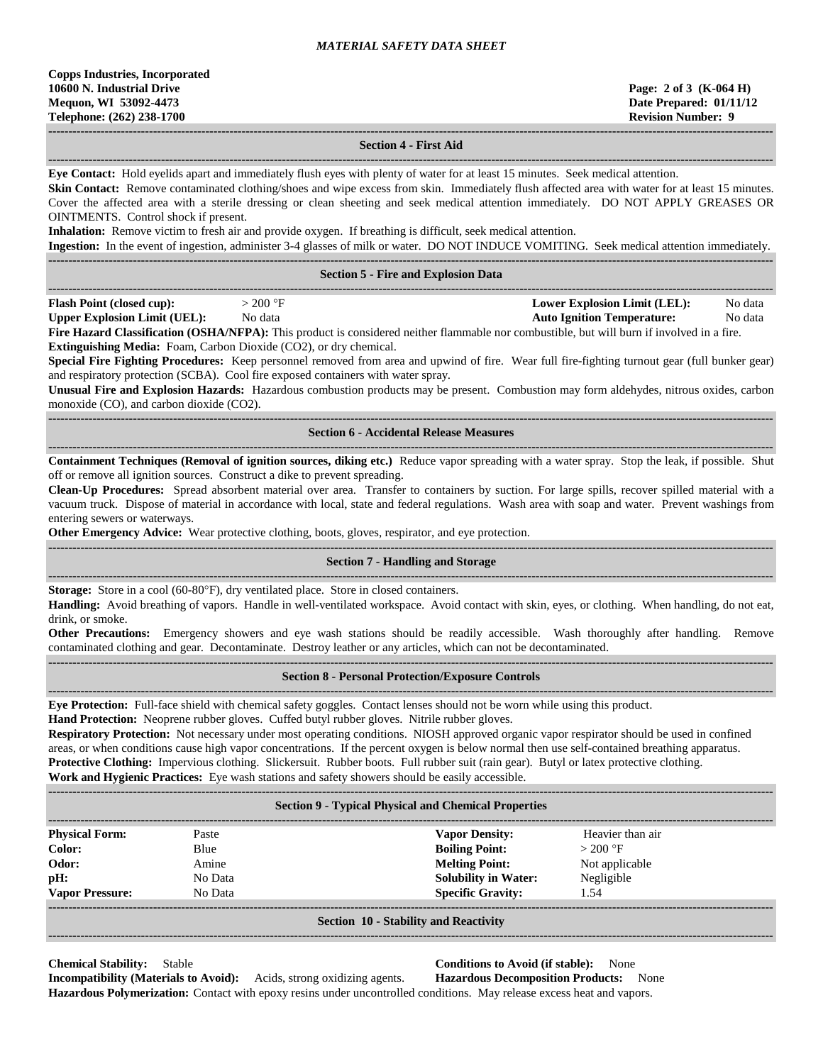*MATERIAL SAFETY DATA SHEET*

**Copps Industries, Incorporated**
**10600 N. Industrial Drive**
**Mequon, WI 53092-4473**
**Telephone: (262) 238-1700**

**Page: 2 of 3 (K-064 H)**
**Date Prepared: 01/11/12**
**Revision Number: 9**

## Section 4 - First Aid

**Eye Contact:** Hold eyelids apart and immediately flush eyes with plenty of water for at least 15 minutes. Seek medical attention.

**Skin Contact:** Remove contaminated clothing/shoes and wipe excess from skin. Immediately flush affected area with water for at least 15 minutes. Cover the affected area with a sterile dressing or clean sheeting and seek medical attention immediately. DO NOT APPLY GREASES OR OINTMENTS. Control shock if present.

**Inhalation:** Remove victim to fresh air and provide oxygen. If breathing is difficult, seek medical attention.

**Ingestion:** In the event of ingestion, administer 3-4 glasses of milk or water. DO NOT INDUCE VOMITING. Seek medical attention immediately.

## Section 5 - Fire and Explosion Data

| | | | |
|---|---|---|---|
| **Flash Point (closed cup):** | > 200 °F | **Lower Explosion Limit (LEL):** | No data |
| **Upper Explosion Limit (UEL):** | No data | **Auto Ignition Temperature:** | No data |

**Fire Hazard Classification (OSHA/NFPA):** This product is considered neither flammable nor combustible, but will burn if involved in a fire.

**Extinguishing Media:** Foam, Carbon Dioxide ($CO_2$), or dry chemical.

**Special Fire Fighting Procedures:** Keep personnel removed from area and upwind of fire. Wear full fire-fighting turnout gear (full bunker gear) and respiratory protection (SCBA). Cool fire exposed containers with water spray.

**Unusual Fire and Explosion Hazards:** Hazardous combustion products may be present. Combustion may form aldehydes, nitrous oxides, carbon monoxide (CO), and carbon dioxide ($CO_2$).

## Section 6 - Accidental Release Measures

**Containment Techniques (Removal of ignition sources, diking etc.)** Reduce vapor spreading with a water spray. Stop the leak, if possible. Shut off or remove all ignition sources. Construct a dike to prevent spreading.

**Clean-Up Procedures:** Spread absorbent material over area. Transfer to containers by suction. For large spills, recover spilled material with a vacuum truck. Dispose of material in accordance with local, state and federal regulations. Wash area with soap and water. Prevent washings from entering sewers or waterways.

**Other Emergency Advice:** Wear protective clothing, boots, gloves, respirator, and eye protection.

## Section 7 - Handling and Storage

**Storage:** Store in a cool (60-80°F), dry ventilated place. Store in closed containers.

**Handling:** Avoid breathing of vapors. Handle in well-ventilated workspace. Avoid contact with skin, eyes, or clothing. When handling, do not eat, drink, or smoke.

**Other Precautions:** Emergency showers and eye wash stations should be readily accessible. Wash thoroughly after handling. Remove contaminated clothing and gear. Decontaminate. Destroy leather or any articles, which can not be decontaminated.

## Section 8 - Personal Protection/Exposure Controls

**Eye Protection:** Full-face shield with chemical safety goggles. Contact lenses should not be worn while using this product.

**Hand Protection:** Neoprene rubber gloves. Cuffed butyl rubber gloves. Nitrile rubber gloves.

**Respiratory Protection:** Not necessary under most operating conditions. NIOSH approved organic vapor respirator should be used in confined areas, or when conditions cause high vapor concentrations. If the percent oxygen is below normal then use self-contained breathing apparatus.

**Protective Clothing:** Impervious clothing. Slickersuit. Rubber boots. Full rubber suit (rain gear). Butyl or latex protective clothing.

**Work and Hygienic Practices:** Eye wash stations and safety showers should be easily accessible.

## Section 9 - Typical Physical and Chemical Properties

| | | | |
|---|---|---|---|
| **Physical Form:** | Paste | **Vapor Density:** | Heavier than air |
| **Color:** | Blue | **Boiling Point:** | > 200 °F |
| **Odor:** | Amine | **Melting Point:** | Not applicable |
| **pH:** | No Data | **Solubility in Water:** | Negligible |
| **Vapor Pressure:** | No Data | **Specific Gravity:** | 1.54 |

## Section 10 - Stability and Reactivity

**Chemical Stability:** Stable

**Conditions to Avoid (if stable):** None

**Incompatibility (Materials to Avoid):** Acids, strong oxidizing agents.

**Hazardous Decomposition Products:** None

**Hazardous Polymerization:** Contact with epoxy resins under uncontrolled conditions. May release excess heat and vapors.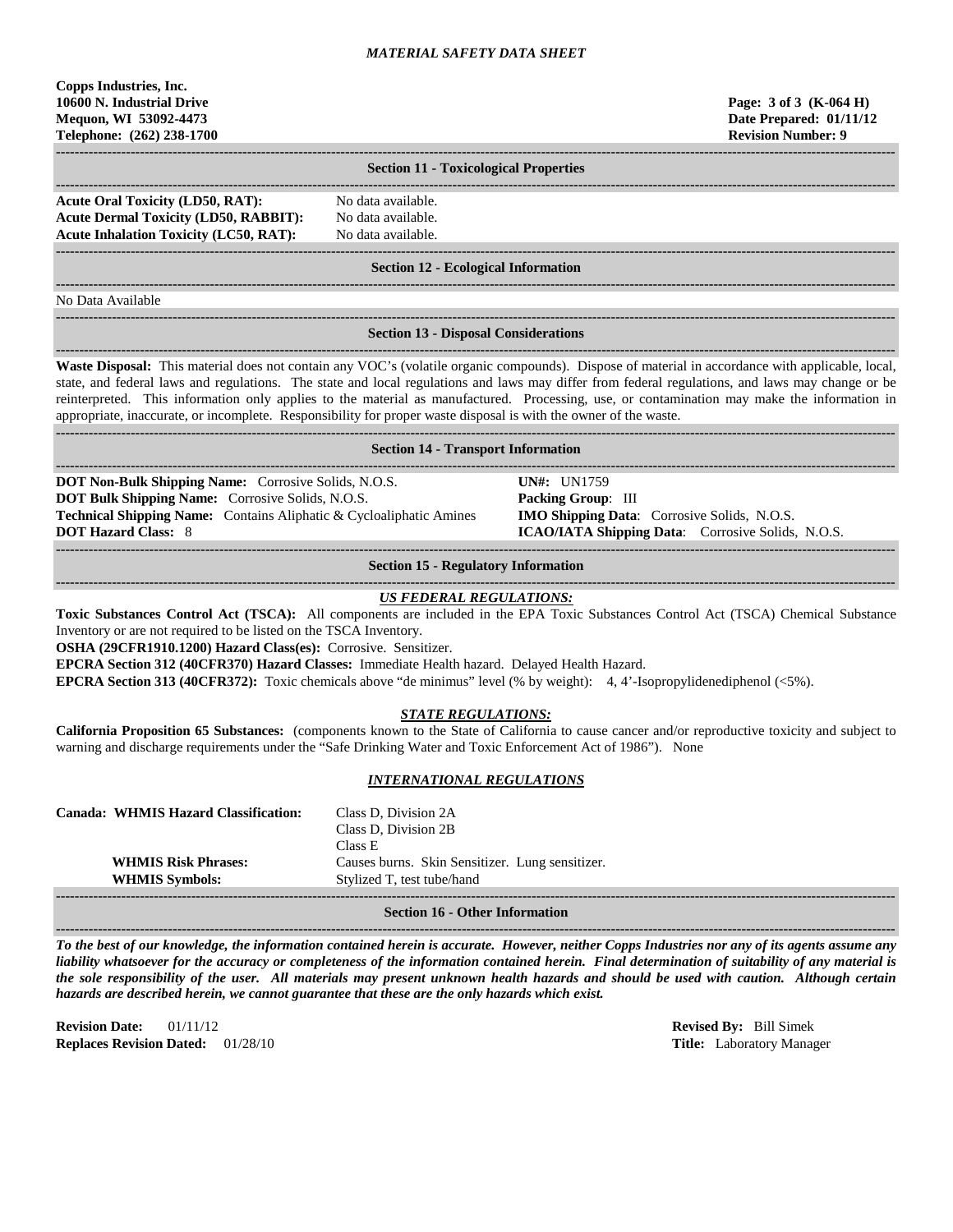## Section 11 - Toxicological Properties

| | |
|---|---|
| **Acute Oral Toxicity (LD50, RAT):** | No data available. |
| **Acute Dermal Toxicity (LD50, RABBIT):** | No data available. |
| **Acute Inhalation Toxicity (LC50, RAT):** | No data available. |

## Section 12 - Ecological Information

No Data Available

## Section 13 - Disposal Considerations

**Waste Disposal:** This material does not contain any VOC's (volatile organic compounds). Dispose of material in accordance with applicable, local, state, and federal laws and regulations. The state and local regulations and laws may differ from federal regulations, and laws may change or be reinterpreted. This information only applies to the material as manufactured. Processing, use, or contamination may make the information in appropriate, inaccurate, or incomplete. Responsibility for proper waste disposal is with the owner of the waste.

## Section 14 - Transport Information

**DOT Non-Bulk Shipping Name:** Corrosive Solids, N.O.S.
**DOT Bulk Shipping Name:** Corrosive Solids, N.O.S.
**Technical Shipping Name:** Contains Aliphatic & Cycloaliphatic Amines
**DOT Hazard Class:** 8

**UN#:** UN1759
**Packing Group**: III
**IMO Shipping Data**: Corrosive Solids, N.O.S.
**ICAO/IATA Shipping Data**: Corrosive Solids, N.O.S.

## Section 15 - Regulatory Information

### *US FEDERAL REGULATIONS:*

**Toxic Substances Control Act (TSCA):** All components are included in the EPA Toxic Substances Control Act (TSCA) Chemical Substance Inventory or are not required to be listed on the TSCA Inventory.

**OSHA (29CFR1910.1200) Hazard Class(es):** Corrosive. Sensitizer.

**EPCRA Section 312 (40CFR370) Hazard Classes:** Immediate Health hazard. Delayed Health Hazard.

**EPCRA Section 313 (40CFR372):** Toxic chemicals above "de minimus" level (% by weight): 4, 4'-Isopropylidenediphenol (<5%).

### *STATE REGULATIONS:*

**California Proposition 65 Substances:** (components known to the State of California to cause cancer and/or reproductive toxicity and subject to warning and discharge requirements under the "Safe Drinking Water and Toxic Enforcement Act of 1986"). None

### *INTERNATIONAL REGULATIONS*

| | |
|---|---|
| **Canada: WHMIS Hazard Classification:** | Class D, Division 2A<br>Class D, Division 2B<br>Class E |
| **WHMIS Risk Phrases:** | Causes burns. Skin Sensitizer. Lung sensitizer. |
| **WHMIS Symbols:** | Stylized T, test tube/hand |

## Section 16 - Other Information

***To the best of our knowledge, the information contained herein is accurate. However, neither Copps Industries nor any of its agents assume any liability whatsoever for the accuracy or completeness of the information contained herein. Final determination of suitability of any material is the sole responsibility of the user. All materials may present unknown health hazards and should be used with caution. Although certain hazards are described herein, we cannot guarantee that these are the only hazards which exist.***

**Revision Date:** 01/11/12
**Replaces Revision Dated:** 01/28/10

**Revised By:** Bill Simek
**Title:** Laboratory Manager